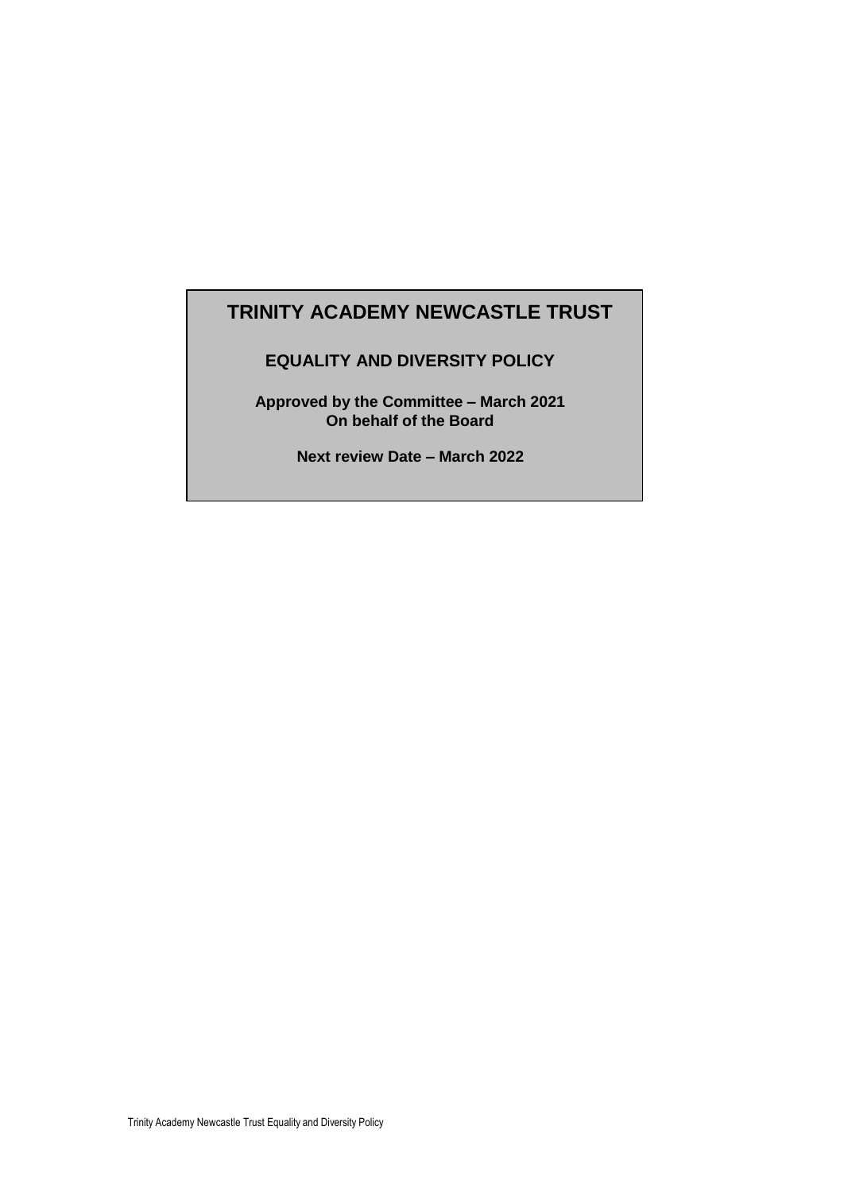# TRINITY ACADEMY NEWCASTLE TRUST

## EQUALITY AND DIVERSITY POLICY

**Approved by the Committee – March 2021**
**On behalf of the Board**

**Next review Date – March 2022**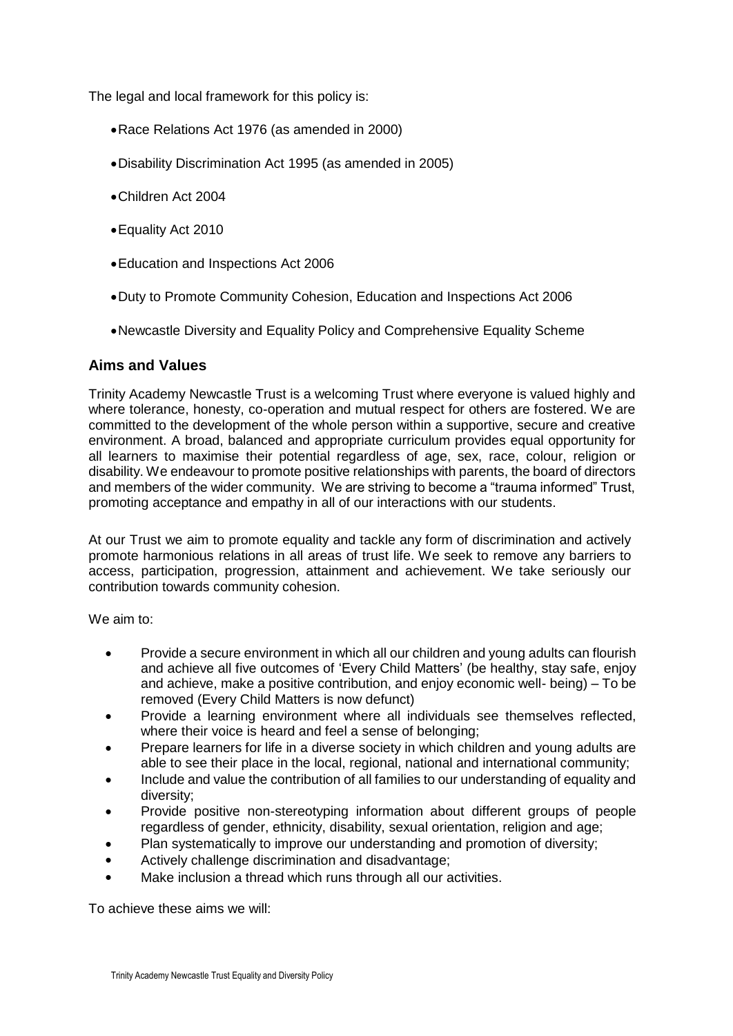The legal and local framework for this policy is:

- Race Relations Act 1976 (as amended in 2000)
- Disability Discrimination Act 1995 (as amended in 2005)
- Children Act 2004
- Equality Act 2010
- Education and Inspections Act 2006
- Duty to Promote Community Cohesion, Education and Inspections Act 2006
- Newcastle Diversity and Equality Policy and Comprehensive Equality Scheme

## Aims and Values

Trinity Academy Newcastle Trust is a welcoming Trust where everyone is valued highly and where tolerance, honesty, co-operation and mutual respect for others are fostered. We are committed to the development of the whole person within a supportive, secure and creative environment. A broad, balanced and appropriate curriculum provides equal opportunity for all learners to maximise their potential regardless of age, sex, race, colour, religion or disability. We endeavour to promote positive relationships with parents, the board of directors and members of the wider community. We are striving to become a "trauma informed" Trust, promoting acceptance and empathy in all of our interactions with our students.

At our Trust we aim to promote equality and tackle any form of discrimination and actively promote harmonious relations in all areas of trust life. We seek to remove any barriers to access, participation, progression, attainment and achievement. We take seriously our contribution towards community cohesion.

We aim to:

- Provide a secure environment in which all our children and young adults can flourish and achieve all five outcomes of 'Every Child Matters' (be healthy, stay safe, enjoy and achieve, make a positive contribution, and enjoy economic well- being) – To be removed (Every Child Matters is now defunct)
- Provide a learning environment where all individuals see themselves reflected, where their voice is heard and feel a sense of belonging;
- Prepare learners for life in a diverse society in which children and young adults are able to see their place in the local, regional, national and international community;
- Include and value the contribution of all families to our understanding of equality and diversity;
- Provide positive non-stereotyping information about different groups of people regardless of gender, ethnicity, disability, sexual orientation, religion and age;
- Plan systematically to improve our understanding and promotion of diversity;
- Actively challenge discrimination and disadvantage;
- Make inclusion a thread which runs through all our activities.

To achieve these aims we will: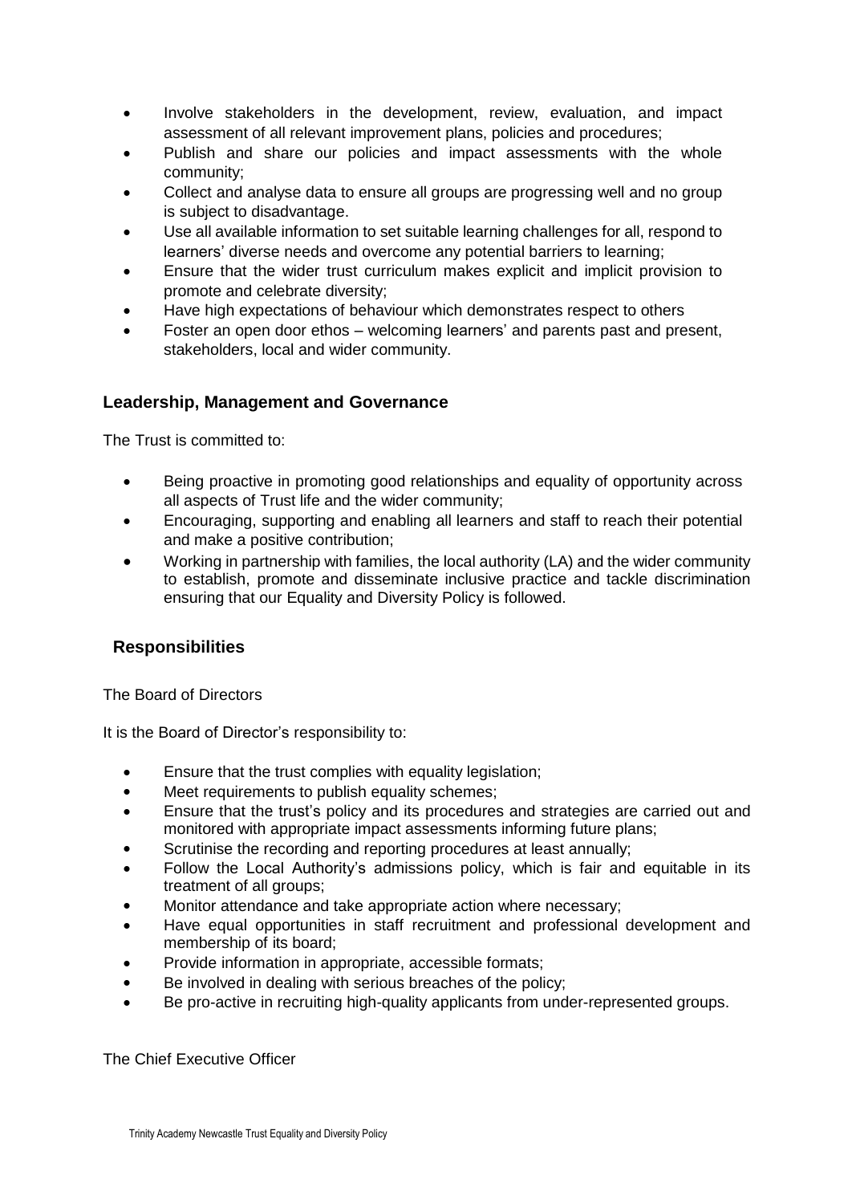- Involve stakeholders in the development, review, evaluation, and impact assessment of all relevant improvement plans, policies and procedures;
- Publish and share our policies and impact assessments with the whole community;
- Collect and analyse data to ensure all groups are progressing well and no group is subject to disadvantage.
- Use all available information to set suitable learning challenges for all, respond to learners' diverse needs and overcome any potential barriers to learning;
- Ensure that the wider trust curriculum makes explicit and implicit provision to promote and celebrate diversity;
- Have high expectations of behaviour which demonstrates respect to others
- Foster an open door ethos – welcoming learners' and parents past and present, stakeholders, local and wider community.

## Leadership, Management and Governance

The Trust is committed to:

- Being proactive in promoting good relationships and equality of opportunity across all aspects of Trust life and the wider community;
- Encouraging, supporting and enabling all learners and staff to reach their potential and make a positive contribution;
- Working in partnership with families, the local authority (LA) and the wider community to establish, promote and disseminate inclusive practice and tackle discrimination ensuring that our Equality and Diversity Policy is followed.

## Responsibilities

The Board of Directors

It is the Board of Director's responsibility to:

- Ensure that the trust complies with equality legislation;
- Meet requirements to publish equality schemes;
- Ensure that the trust's policy and its procedures and strategies are carried out and monitored with appropriate impact assessments informing future plans;
- Scrutinise the recording and reporting procedures at least annually;
- Follow the Local Authority's admissions policy, which is fair and equitable in its treatment of all groups;
- Monitor attendance and take appropriate action where necessary;
- Have equal opportunities in staff recruitment and professional development and membership of its board;
- Provide information in appropriate, accessible formats;
- Be involved in dealing with serious breaches of the policy;
- Be pro-active in recruiting high-quality applicants from under-represented groups.

The Chief Executive Officer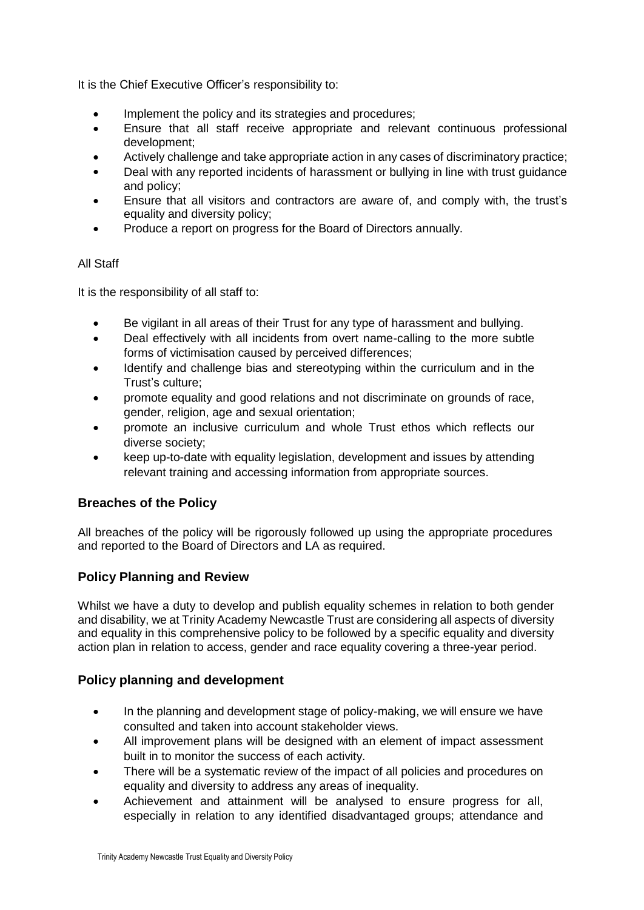It is the Chief Executive Officer's responsibility to:

- Implement the policy and its strategies and procedures;
- Ensure that all staff receive appropriate and relevant continuous professional development;
- Actively challenge and take appropriate action in any cases of discriminatory practice;
- Deal with any reported incidents of harassment or bullying in line with trust guidance and policy;
- Ensure that all visitors and contractors are aware of, and comply with, the trust's equality and diversity policy;
- Produce a report on progress for the Board of Directors annually.

All Staff

It is the responsibility of all staff to:

- Be vigilant in all areas of their Trust for any type of harassment and bullying.
- Deal effectively with all incidents from overt name-calling to the more subtle forms of victimisation caused by perceived differences;
- Identify and challenge bias and stereotyping within the curriculum and in the Trust's culture;
- promote equality and good relations and not discriminate on grounds of race, gender, religion, age and sexual orientation;
- promote an inclusive curriculum and whole Trust ethos which reflects our diverse society;
- keep up-to-date with equality legislation, development and issues by attending relevant training and accessing information from appropriate sources.

## Breaches of the Policy

All breaches of the policy will be rigorously followed up using the appropriate procedures and reported to the Board of Directors and LA as required.

## Policy Planning and Review

Whilst we have a duty to develop and publish equality schemes in relation to both gender and disability, we at Trinity Academy Newcastle Trust are considering all aspects of diversity and equality in this comprehensive policy to be followed by a specific equality and diversity action plan in relation to access, gender and race equality covering a three-year period.

## Policy planning and development

- In the planning and development stage of policy-making, we will ensure we have consulted and taken into account stakeholder views.
- All improvement plans will be designed with an element of impact assessment built in to monitor the success of each activity.
- There will be a systematic review of the impact of all policies and procedures on equality and diversity to address any areas of inequality.
- Achievement and attainment will be analysed to ensure progress for all, especially in relation to any identified disadvantaged groups; attendance and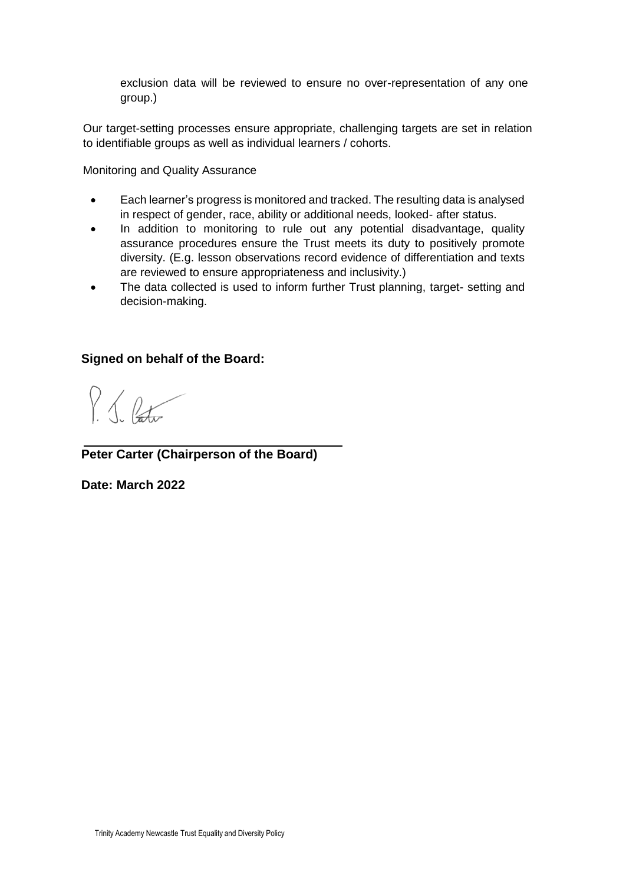exclusion data will be reviewed to ensure no over-representation of any one group.)

Our target-setting processes ensure appropriate, challenging targets are set in relation to identifiable groups as well as individual learners / cohorts.

Monitoring and Quality Assurance

- Each learner's progress is monitored and tracked. The resulting data is analysed in respect of gender, race, ability or additional needs, looked- after status.
- In addition to monitoring to rule out any potential disadvantage, quality assurance procedures ensure the Trust meets its duty to positively promote diversity. (E.g. lesson observations record evidence of differentiation and texts are reviewed to ensure appropriateness and inclusivity.)
- The data collected is used to inform further Trust planning, target- setting and decision-making.

**Signed on behalf of the Board:**

**Peter Carter (Chairperson of the Board)**

**Date: March 2022**